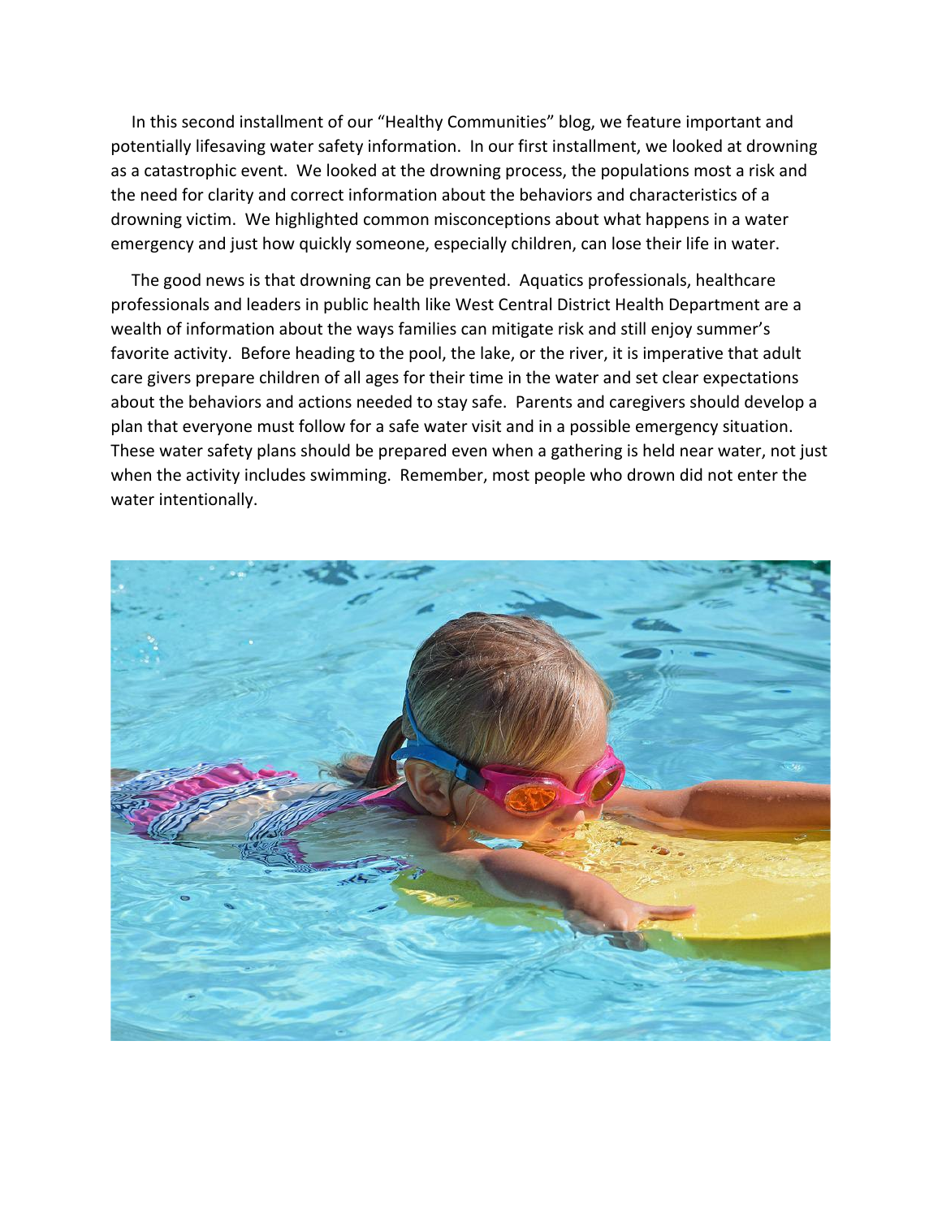In this second installment of our "Healthy Communities" blog, we feature important and potentially lifesaving water safety information. In our first installment, we looked at drowning as a catastrophic event. We looked at the drowning process, the populations most a risk and the need for clarity and correct information about the behaviors and characteristics of a drowning victim. We highlighted common misconceptions about what happens in a water emergency and just how quickly someone, especially children, can lose their life in water.

The good news is that drowning can be prevented. Aquatics professionals, healthcare professionals and leaders in public health like West Central District Health Department are a wealth of information about the ways families can mitigate risk and still enjoy summer's favorite activity. Before heading to the pool, the lake, or the river, it is imperative that adult care givers prepare children of all ages for their time in the water and set clear expectations about the behaviors and actions needed to stay safe. Parents and caregivers should develop a plan that everyone must follow for a safe water visit and in a possible emergency situation. These water safety plans should be prepared even when a gathering is held near water, not just when the activity includes swimming. Remember, most people who drown did not enter the water intentionally.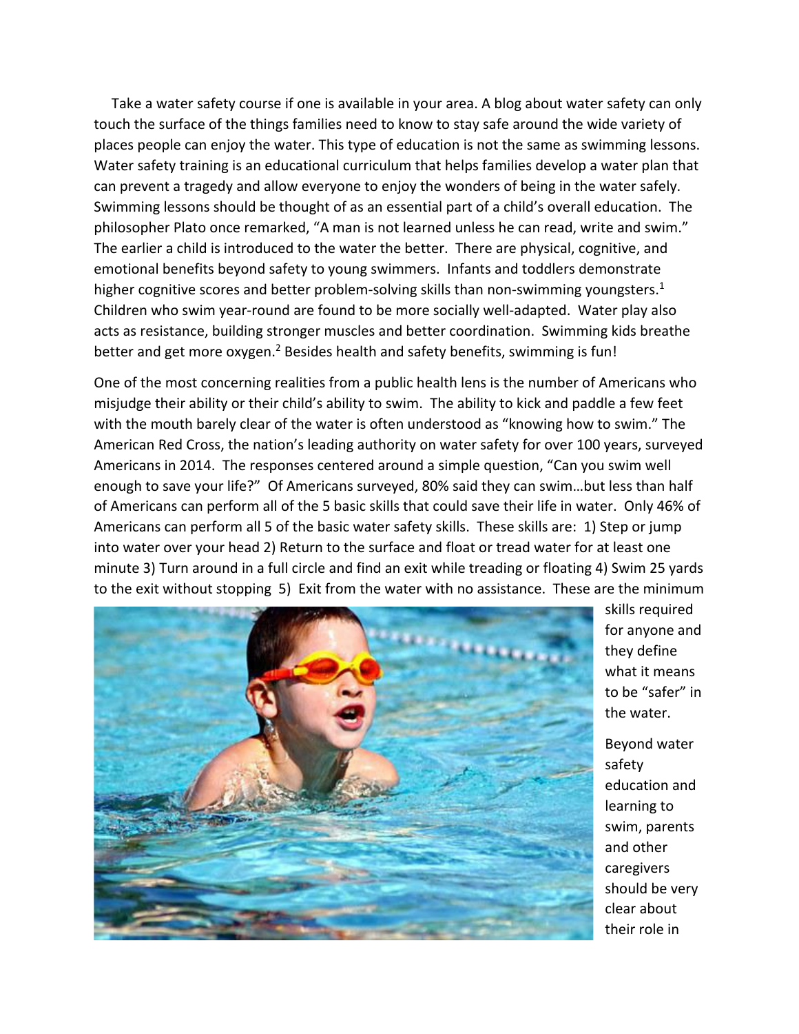Take a water safety course if one is available in your area. A blog about water safety can only touch the surface of the things families need to know to stay safe around the wide variety of places people can enjoy the water. This type of education is not the same as swimming lessons. Water safety training is an educational curriculum that helps families develop a water plan that can prevent a tragedy and allow everyone to enjoy the wonders of being in the water safely. Swimming lessons should be thought of as an essential part of a child's overall education. The philosopher Plato once remarked, "A man is not learned unless he can read, write and swim." The earlier a child is introduced to the water the better. There are physical, cognitive, and emotional benefits beyond safety to young swimmers. Infants and toddlers demonstrate higher cognitive scores and better problem-solving skills than non-swimming youngsters.[1] Children who swim year-round are found to be more socially well-adapted. Water play also acts as resistance, building stronger muscles and better coordination. Swimming kids breathe better and get more oxygen.[2] Besides health and safety benefits, swimming is fun!

One of the most concerning realities from a public health lens is the number of Americans who misjudge their ability or their child's ability to swim. The ability to kick and paddle a few feet with the mouth barely clear of the water is often understood as "knowing how to swim." The American Red Cross, the nation's leading authority on water safety for over 100 years, surveyed Americans in 2014. The responses centered around a simple question, "Can you swim well enough to save your life?" Of Americans surveyed, 80% said they can swim…but less than half of Americans can perform all of the 5 basic skills that could save their life in water. Only 46% of Americans can perform all 5 of the basic water safety skills. These skills are: 1) Step or jump into water over your head 2) Return to the surface and float or tread water for at least one minute 3) Turn around in a full circle and find an exit while treading or floating 4) Swim 25 yards to the exit without stopping 5) Exit from the water with no assistance. These are the minimum skills required for anyone and they define what it means to be "safer" in the water.

Beyond water safety education and learning to swim, parents and other caregivers should be very clear about their role in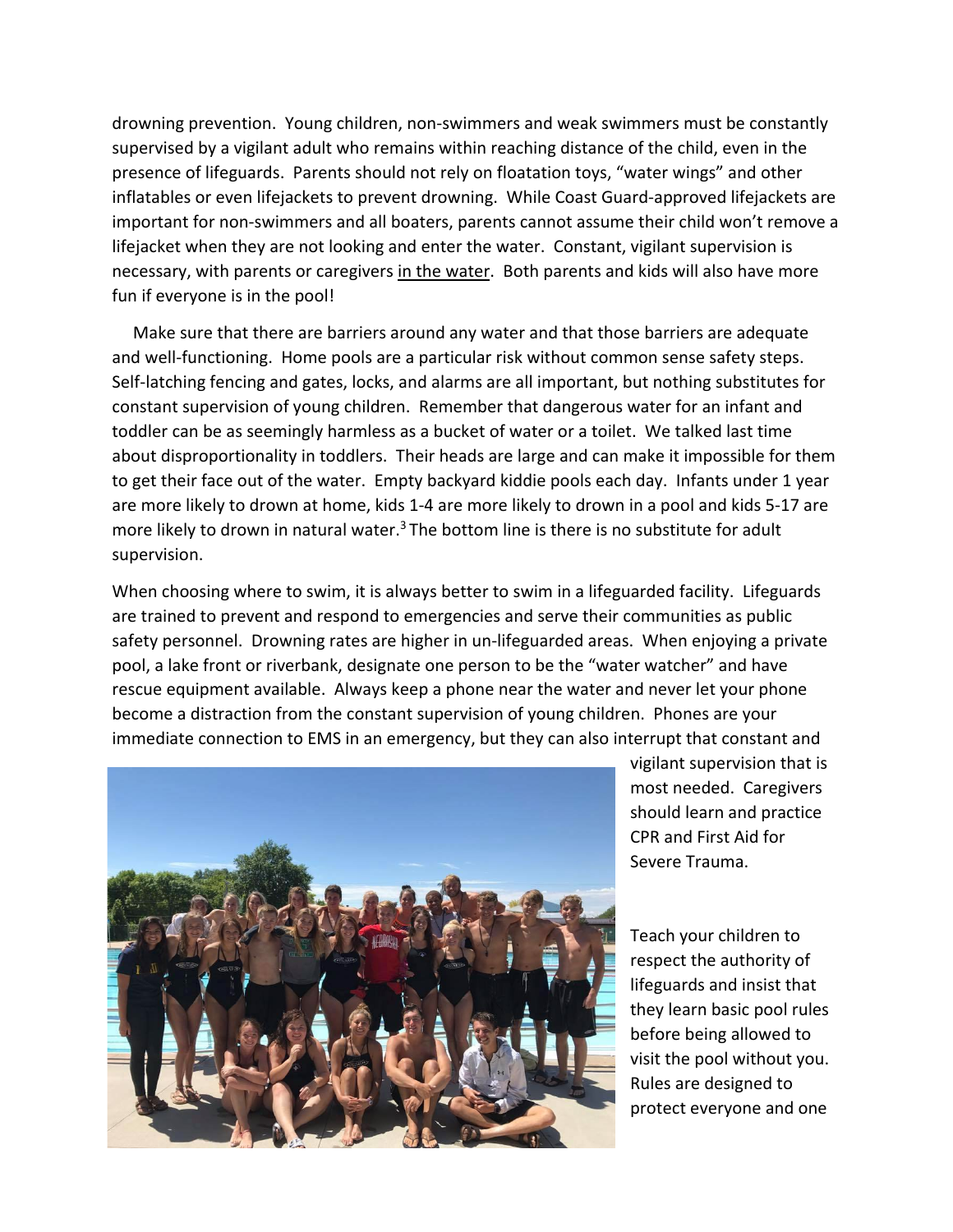drowning prevention. Young children, non-swimmers and weak swimmers must be constantly supervised by a vigilant adult who remains within reaching distance of the child, even in the presence of lifeguards. Parents should not rely on floatation toys, "water wings" and other inflatables or even lifejackets to prevent drowning. While Coast Guard-approved lifejackets are important for non-swimmers and all boaters, parents cannot assume their child won't remove a lifejacket when they are not looking and enter the water. Constant, vigilant supervision is necessary, with parents or caregivers in the water. Both parents and kids will also have more fun if everyone is in the pool!

Make sure that there are barriers around any water and that those barriers are adequate and well-functioning. Home pools are a particular risk without common sense safety steps. Self-latching fencing and gates, locks, and alarms are all important, but nothing substitutes for constant supervision of young children. Remember that dangerous water for an infant and toddler can be as seemingly harmless as a bucket of water or a toilet. We talked last time about disproportionality in toddlers. Their heads are large and can make it impossible for them to get their face out of the water. Empty backyard kiddie pools each day. Infants under 1 year are more likely to drown at home, kids 1-4 are more likely to drown in a pool and kids 5-17 are more likely to drown in natural water.[3] The bottom line is there is no substitute for adult supervision.

When choosing where to swim, it is always better to swim in a lifeguarded facility. Lifeguards are trained to prevent and respond to emergencies and serve their communities as public safety personnel. Drowning rates are higher in un-lifeguarded areas. When enjoying a private pool, a lake front or riverbank, designate one person to be the "water watcher" and have rescue equipment available. Always keep a phone near the water and never let your phone become a distraction from the constant supervision of young children. Phones are your immediate connection to EMS in an emergency, but they can also interrupt that constant and vigilant supervision that is most needed. Caregivers should learn and practice CPR and First Aid for Severe Trauma.

Teach your children to respect the authority of lifeguards and insist that they learn basic pool rules before being allowed to visit the pool without you. Rules are designed to protect everyone and one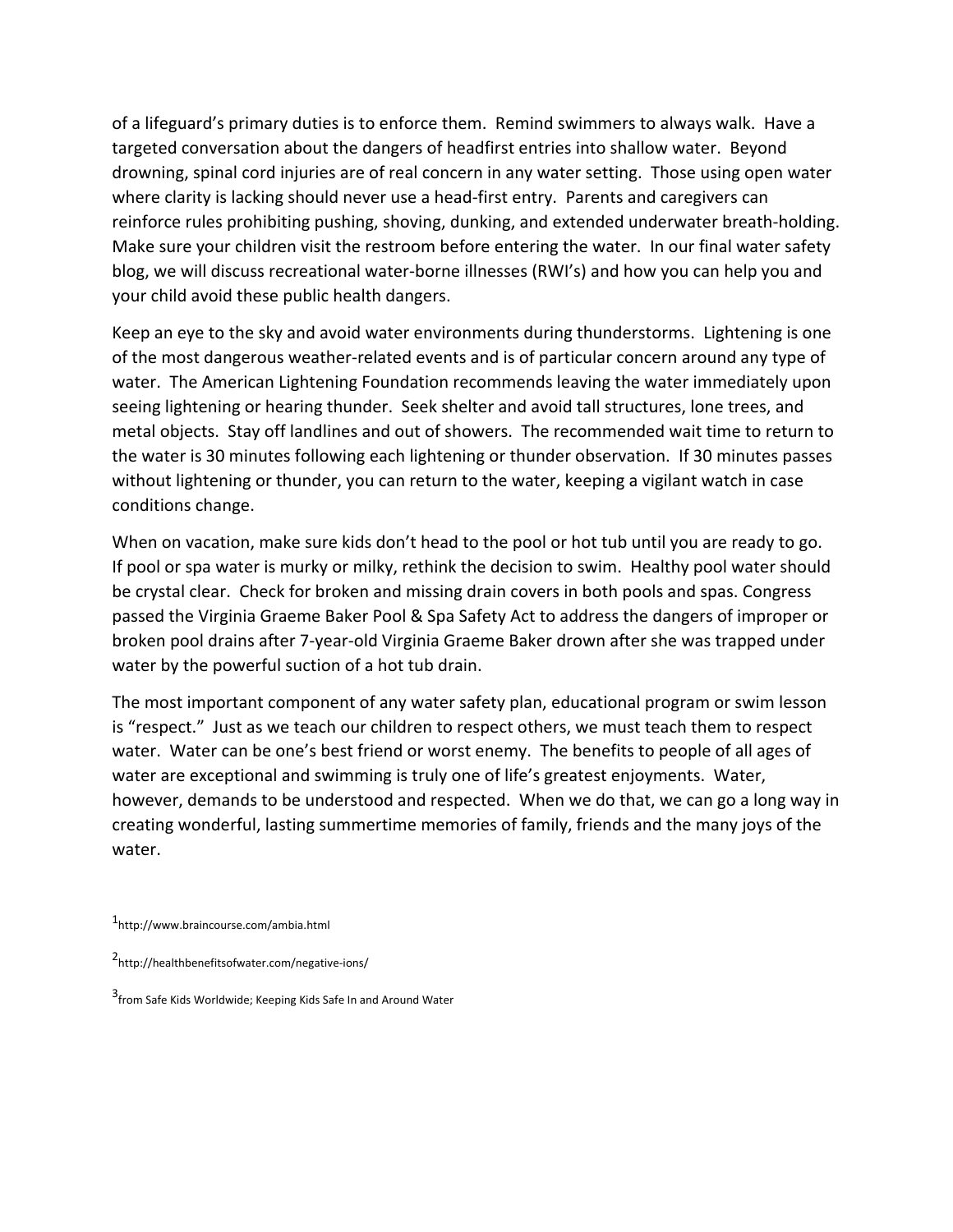of a lifeguard's primary duties is to enforce them. Remind swimmers to always walk. Have a targeted conversation about the dangers of headfirst entries into shallow water. Beyond drowning, spinal cord injuries are of real concern in any water setting. Those using open water where clarity is lacking should never use a head-first entry. Parents and caregivers can reinforce rules prohibiting pushing, shoving, dunking, and extended underwater breath-holding. Make sure your children visit the restroom before entering the water. In our final water safety blog, we will discuss recreational water-borne illnesses (RWI's) and how you can help you and your child avoid these public health dangers.

Keep an eye to the sky and avoid water environments during thunderstorms. Lightening is one of the most dangerous weather-related events and is of particular concern around any type of water. The American Lightening Foundation recommends leaving the water immediately upon seeing lightening or hearing thunder. Seek shelter and avoid tall structures, lone trees, and metal objects. Stay off landlines and out of showers. The recommended wait time to return to the water is 30 minutes following each lightening or thunder observation. If 30 minutes passes without lightening or thunder, you can return to the water, keeping a vigilant watch in case conditions change.

When on vacation, make sure kids don't head to the pool or hot tub until you are ready to go. If pool or spa water is murky or milky, rethink the decision to swim. Healthy pool water should be crystal clear. Check for broken and missing drain covers in both pools and spas. Congress passed the Virginia Graeme Baker Pool & Spa Safety Act to address the dangers of improper or broken pool drains after 7-year-old Virginia Graeme Baker drown after she was trapped under water by the powerful suction of a hot tub drain.

The most important component of any water safety plan, educational program or swim lesson is "respect." Just as we teach our children to respect others, we must teach them to respect water. Water can be one's best friend or worst enemy. The benefits to people of all ages of water are exceptional and swimming is truly one of life's greatest enjoyments. Water, however, demands to be understood and respected. When we do that, we can go a long way in creating wonderful, lasting summertime memories of family, friends and the many joys of the water.

[1] http://www.braincourse.com/ambia.html

[2] http://healthbenefitsofwater.com/negative-ions/

[3] from Safe Kids Worldwide; Keeping Kids Safe In and Around Water